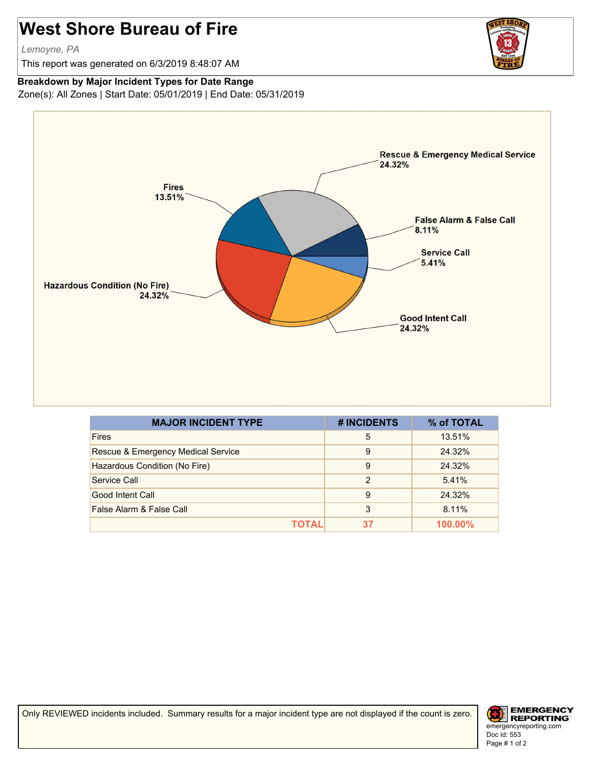# West Shore Bureau of Fire

*Lemoyne, PA*

This report was generated on 6/3/2019 8:48:07 AM

**Breakdown by Major Incident Types for Date Range**

Zone(s): All Zones | Start Date: 05/01/2019 | End Date: 05/31/2019

| MAJOR INCIDENT TYPE | # INCIDENTS | % of TOTAL |
|---|---|---|
| Fires | 5 | 13.51% |
| Rescue & Emergency Medical Service | 9 | 24.32% |
| Hazardous Condition (No Fire) | 9 | 24.32% |
| Service Call | 2 | 5.41% |
| Good Intent Call | 9 | 24.32% |
| False Alarm & False Call | 3 | 8.11% |
| **TOTAL** | **37** | **100.00%** |

Only REVIEWED incidents included. Summary results for a major incident type are not displayed if the count is zero.

emergencyreporting.com
Doc Id: 553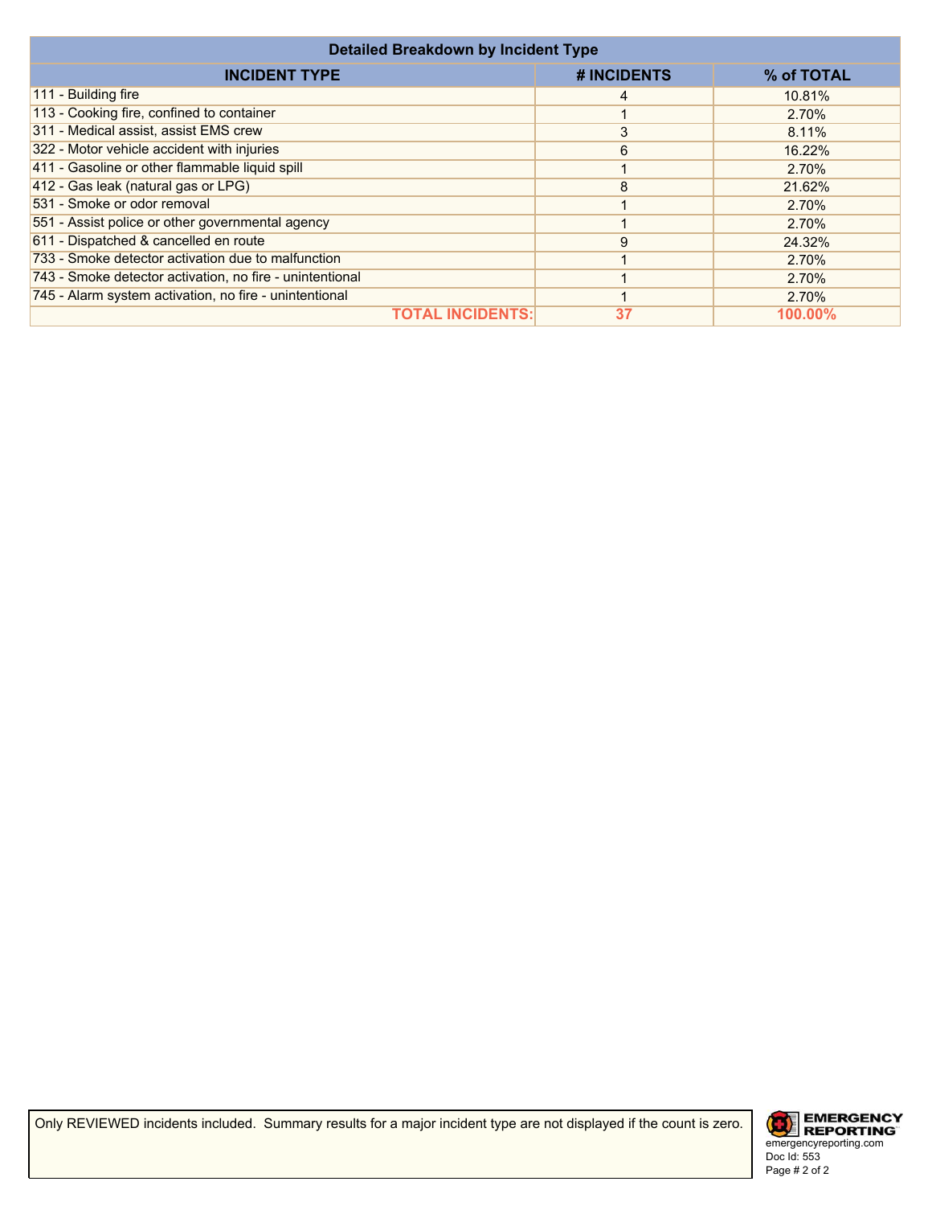## Detailed Breakdown by Incident Type

| INCIDENT TYPE | # INCIDENTS | % of TOTAL |
| --- | --- | --- |
| 111 - Building fire | 4 | 10.81% |
| 113 - Cooking fire, confined to container | 1 | 2.70% |
| 311 - Medical assist, assist EMS crew | 3 | 8.11% |
| 322 - Motor vehicle accident with injuries | 6 | 16.22% |
| 411 - Gasoline or other flammable liquid spill | 1 | 2.70% |
| 412 - Gas leak (natural gas or LPG) | 8 | 21.62% |
| 531 - Smoke or odor removal | 1 | 2.70% |
| 551 - Assist police or other governmental agency | 1 | 2.70% |
| 611 - Dispatched & cancelled en route | 9 | 24.32% |
| 733 - Smoke detector activation due to malfunction | 1 | 2.70% |
| 743 - Smoke detector activation, no fire - unintentional | 1 | 2.70% |
| 745 - Alarm system activation, no fire - unintentional | 1 | 2.70% |
| **TOTAL INCIDENTS:** | **37** | **100.00%** |

Only REVIEWED incidents included. Summary results for a major incident type are not displayed if the count is zero.

EMERGENCY REPORTING
emergencyreporting.com
Doc Id: 553